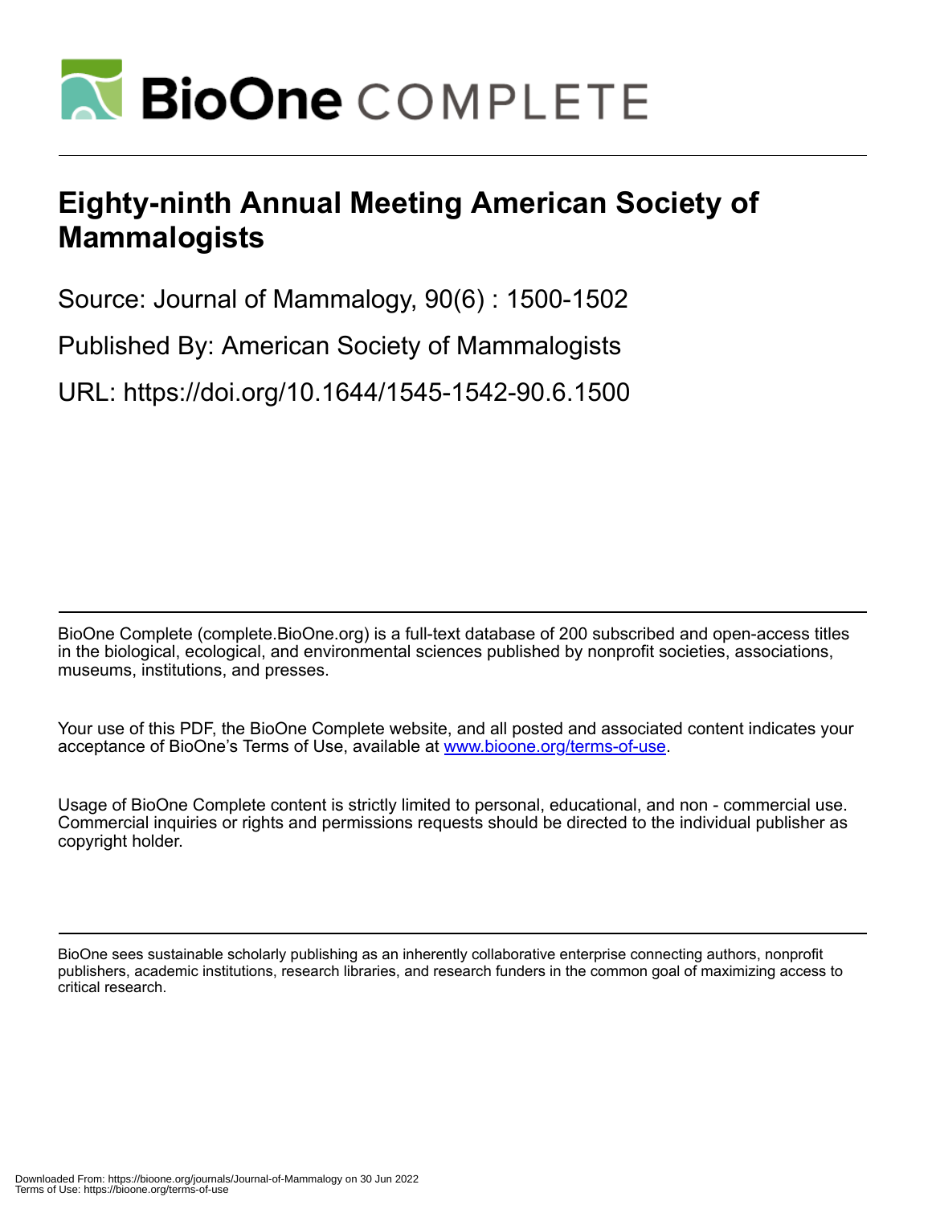# Eighty-ninth Annual Meeting American Society of Mammalogists

Source: Journal of Mammalogy, 90(6) : 1500-1502

Published By: American Society of Mammalogists

URL: https://doi.org/10.1644/1545-1542-90.6.1500

BioOne Complete (complete.BioOne.org) is a full-text database of 200 subscribed and open-access titles in the biological, ecological, and environmental sciences published by nonprofit societies, associations, museums, institutions, and presses.

Your use of this PDF, the BioOne Complete website, and all posted and associated content indicates your acceptance of BioOne's Terms of Use, available at www.bioone.org/terms-of-use.

Usage of BioOne Complete content is strictly limited to personal, educational, and non - commercial use. Commercial inquiries or rights and permissions requests should be directed to the individual publisher as copyright holder.

BioOne sees sustainable scholarly publishing as an inherently collaborative enterprise connecting authors, nonprofit publishers, academic institutions, research libraries, and research funders in the common goal of maximizing access to critical research.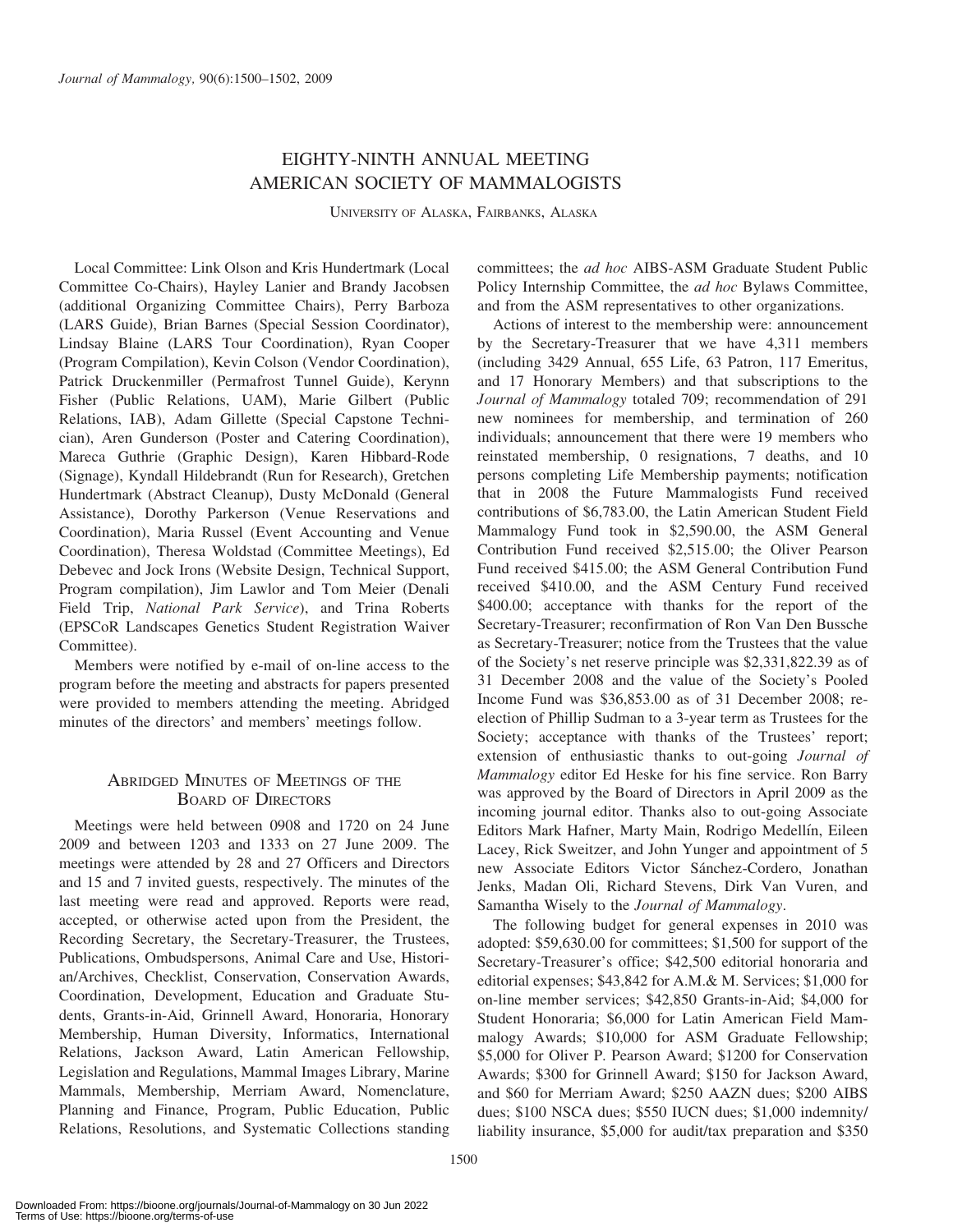# EIGHTY-NINTH ANNUAL MEETING AMERICAN SOCIETY OF MAMMALOGISTS

UNIVERSITY OF ALASKA, FAIRBANKS, ALASKA

Local Committee: Link Olson and Kris Hundertmark (Local Committee Co-Chairs), Hayley Lanier and Brandy Jacobsen (additional Organizing Committee Chairs), Perry Barboza (LARS Guide), Brian Barnes (Special Session Coordinator), Lindsay Blaine (LARS Tour Coordination), Ryan Cooper (Program Compilation), Kevin Colson (Vendor Coordination), Patrick Druckenmiller (Permafrost Tunnel Guide), Kerynn Fisher (Public Relations, UAM), Marie Gilbert (Public Relations, IAB), Adam Gillette (Special Capstone Technician), Aren Gunderson (Poster and Catering Coordination), Mareca Guthrie (Graphic Design), Karen Hibbard-Rode (Signage), Kyndall Hildebrandt (Run for Research), Gretchen Hundertmark (Abstract Cleanup), Dusty McDonald (General Assistance), Dorothy Parkerson (Venue Reservations and Coordination), Maria Russel (Event Accounting and Venue Coordination), Theresa Woldstad (Committee Meetings), Ed Debevec and Jock Irons (Website Design, Technical Support, Program compilation), Jim Lawlor and Tom Meier (Denali Field Trip, *National Park Service*), and Trina Roberts (EPSCoR Landscapes Genetics Student Registration Waiver Committee).

Members were notified by e-mail of on-line access to the program before the meeting and abstracts for papers presented were provided to members attending the meeting. Abridged minutes of the directors' and members' meetings follow.

## ABRIDGED MINUTES OF MEETINGS OF THE BOARD OF DIRECTORS

Meetings were held between 0908 and 1720 on 24 June 2009 and between 1203 and 1333 on 27 June 2009. The meetings were attended by 28 and 27 Officers and Directors and 15 and 7 invited guests, respectively. The minutes of the last meeting were read and approved. Reports were read, accepted, or otherwise acted upon from the President, the Recording Secretary, the Secretary-Treasurer, the Trustees, Publications, Ombudspersons, Animal Care and Use, Historian/Archives, Checklist, Conservation, Conservation Awards, Coordination, Development, Education and Graduate Students, Grants-in-Aid, Grinnell Award, Honoraria, Honorary Membership, Human Diversity, Informatics, International Relations, Jackson Award, Latin American Fellowship, Legislation and Regulations, Mammal Images Library, Marine Mammals, Membership, Merriam Award, Nomenclature, Planning and Finance, Program, Public Education, Public Relations, Resolutions, and Systematic Collections standing committees; the *ad hoc* AIBS-ASM Graduate Student Public Policy Internship Committee, the *ad hoc* Bylaws Committee, and from the ASM representatives to other organizations.

Actions of interest to the membership were: announcement by the Secretary-Treasurer that we have 4,311 members (including 3429 Annual, 655 Life, 63 Patron, 117 Emeritus, and 17 Honorary Members) and that subscriptions to the *Journal of Mammalogy* totaled 709; recommendation of 291 new nominees for membership, and termination of 260 individuals; announcement that there were 19 members who reinstated membership, 0 resignations, 7 deaths, and 10 persons completing Life Membership payments; notification that in 2008 the Future Mammalogists Fund received contributions of $6,783.00, the Latin American Student Field Mammalogy Fund took in $2,590.00, the ASM General Contribution Fund received $2,515.00; the Oliver Pearson Fund received $415.00; the ASM General Contribution Fund received $410.00, and the ASM Century Fund received $400.00; acceptance with thanks for the report of the Secretary-Treasurer; reconfirmation of Ron Van Den Bussche as Secretary-Treasurer; notice from the Trustees that the value of the Society's net reserve principle was $2,331,822.39 as of 31 December 2008 and the value of the Society's Pooled Income Fund was $36,853.00 as of 31 December 2008; re-election of Phillip Sudman to a 3-year term as Trustees for the Society; acceptance with thanks of the Trustees' report; extension of enthusiastic thanks to out-going *Journal of Mammalogy* editor Ed Heske for his fine service. Ron Barry was approved by the Board of Directors in April 2009 as the incoming journal editor. Thanks also to out-going Associate Editors Mark Hafner, Marty Main, Rodrigo Medellín, Eileen Lacey, Rick Sweitzer, and John Yunger and appointment of 5 new Associate Editors Victor Sánchez-Cordero, Jonathan Jenks, Madan Oli, Richard Stevens, Dirk Van Vuren, and Samantha Wisely to the *Journal of Mammalogy*.

The following budget for general expenses in 2010 was adopted: $59,630.00 for committees; $1,500 for support of the Secretary-Treasurer's office; $42,500 editorial honoraria and editorial expenses; $43,842 for A.M.& M. Services; $1,000 for on-line member services; $42,850 Grants-in-Aid; $4,000 for Student Honoraria; $6,000 for Latin American Field Mammalogy Awards; $10,000 for ASM Graduate Fellowship; $5,000 for Oliver P. Pearson Award; $1200 for Conservation Awards; $300 for Grinnell Award; $150 for Jackson Award, and $60 for Merriam Award; $250 AAZN dues; $200 AIBS dues; $100 NSCA dues; $550 IUCN dues; $1,000 indemnity/liability insurance, $5,000 for audit/tax preparation and $350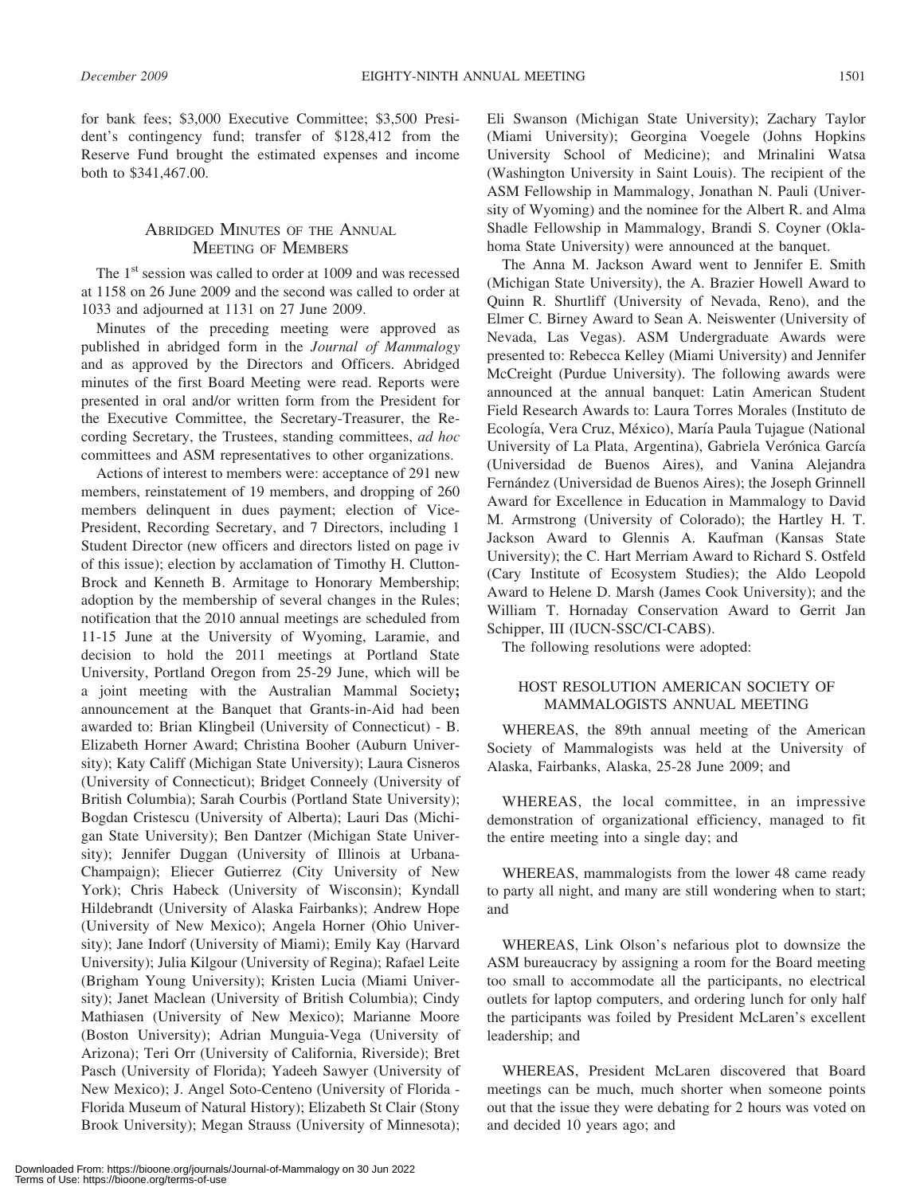for bank fees; $3,000 Executive Committee; $3,500 President's contingency fund; transfer of $128,412 from the Reserve Fund brought the estimated expenses and income both to $341,467.00.

## Abridged Minutes of the Annual Meeting of Members

The 1st session was called to order at 1009 and was recessed at 1158 on 26 June 2009 and the second was called to order at 1033 and adjourned at 1131 on 27 June 2009.

Minutes of the preceding meeting were approved as published in abridged form in the *Journal of Mammalogy* and as approved by the Directors and Officers. Abridged minutes of the first Board Meeting were read. Reports were presented in oral and/or written form from the President for the Executive Committee, the Secretary-Treasurer, the Recording Secretary, the Trustees, standing committees, *ad hoc* committees and ASM representatives to other organizations.

Actions of interest to members were: acceptance of 291 new members, reinstatement of 19 members, and dropping of 260 members delinquent in dues payment; election of Vice-President, Recording Secretary, and 7 Directors, including 1 Student Director (new officers and directors listed on page iv of this issue); election by acclamation of Timothy H. Clutton-Brock and Kenneth B. Armitage to Honorary Membership; adoption by the membership of several changes in the Rules; notification that the 2010 annual meetings are scheduled from 11-15 June at the University of Wyoming, Laramie, and decision to hold the 2011 meetings at Portland State University, Portland Oregon from 25-29 June, which will be a joint meeting with the Australian Mammal Society**;** announcement at the Banquet that Grants-in-Aid had been awarded to: Brian Klingbeil (University of Connecticut) - B. Elizabeth Horner Award; Christina Booher (Auburn University); Katy Califf (Michigan State University); Laura Cisneros (University of Connecticut); Bridget Conneely (University of British Columbia); Sarah Courbis (Portland State University); Bogdan Cristescu (University of Alberta); Lauri Das (Michigan State University); Ben Dantzer (Michigan State University); Jennifer Duggan (University of Illinois at Urbana-Champaign); Eliecer Gutierrez (City University of New York); Chris Habeck (University of Wisconsin); Kyndall Hildebrandt (University of Alaska Fairbanks); Andrew Hope (University of New Mexico); Angela Horner (Ohio University); Jane Indorf (University of Miami); Emily Kay (Harvard University); Julia Kilgour (University of Regina); Rafael Leite (Brigham Young University); Kristen Lucia (Miami University); Janet Maclean (University of British Columbia); Cindy Mathiasen (University of New Mexico); Marianne Moore (Boston University); Adrian Munguia-Vega (University of Arizona); Teri Orr (University of California, Riverside); Bret Pasch (University of Florida); Yadeeh Sawyer (University of New Mexico); J. Angel Soto-Centeno (University of Florida - Florida Museum of Natural History); Elizabeth St Clair (Stony Brook University); Megan Strauss (University of Minnesota); Eli Swanson (Michigan State University); Zachary Taylor (Miami University); Georgina Voegele (Johns Hopkins University School of Medicine); and Mrinalini Watsa (Washington University in Saint Louis). The recipient of the ASM Fellowship in Mammalogy, Jonathan N. Pauli (University of Wyoming) and the nominee for the Albert R. and Alma Shadle Fellowship in Mammalogy, Brandi S. Coyner (Oklahoma State University) were announced at the banquet.

The Anna M. Jackson Award went to Jennifer E. Smith (Michigan State University), the A. Brazier Howell Award to Quinn R. Shurtliff (University of Nevada, Reno), and the Elmer C. Birney Award to Sean A. Neiswenter (University of Nevada, Las Vegas). ASM Undergraduate Awards were presented to: Rebecca Kelley (Miami University) and Jennifer McCreight (Purdue University). The following awards were announced at the annual banquet: Latin American Student Field Research Awards to: Laura Torres Morales (Instituto de Ecología, Vera Cruz, México), María Paula Tujague (National University of La Plata, Argentina), Gabriela Verónica García (Universidad de Buenos Aires), and Vanina Alejandra Fernández (Universidad de Buenos Aires); the Joseph Grinnell Award for Excellence in Education in Mammalogy to David M. Armstrong (University of Colorado); the Hartley H. T. Jackson Award to Glennis A. Kaufman (Kansas State University); the C. Hart Merriam Award to Richard S. Ostfeld (Cary Institute of Ecosystem Studies); the Aldo Leopold Award to Helene D. Marsh (James Cook University); and the William T. Hornaday Conservation Award to Gerrit Jan Schipper, III (IUCN-SSC/CI-CABS).

The following resolutions were adopted:

### HOST RESOLUTION AMERICAN SOCIETY OF MAMMALOGISTS ANNUAL MEETING

WHEREAS, the 89th annual meeting of the American Society of Mammalogists was held at the University of Alaska, Fairbanks, Alaska, 25-28 June 2009; and

WHEREAS, the local committee, in an impressive demonstration of organizational efficiency, managed to fit the entire meeting into a single day; and

WHEREAS, mammalogists from the lower 48 came ready to party all night, and many are still wondering when to start; and

WHEREAS, Link Olson's nefarious plot to downsize the ASM bureaucracy by assigning a room for the Board meeting too small to accommodate all the participants, no electrical outlets for laptop computers, and ordering lunch for only half the participants was foiled by President McLaren's excellent leadership; and

WHEREAS, President McLaren discovered that Board meetings can be much, much shorter when someone points out that the issue they were debating for 2 hours was voted on and decided 10 years ago; and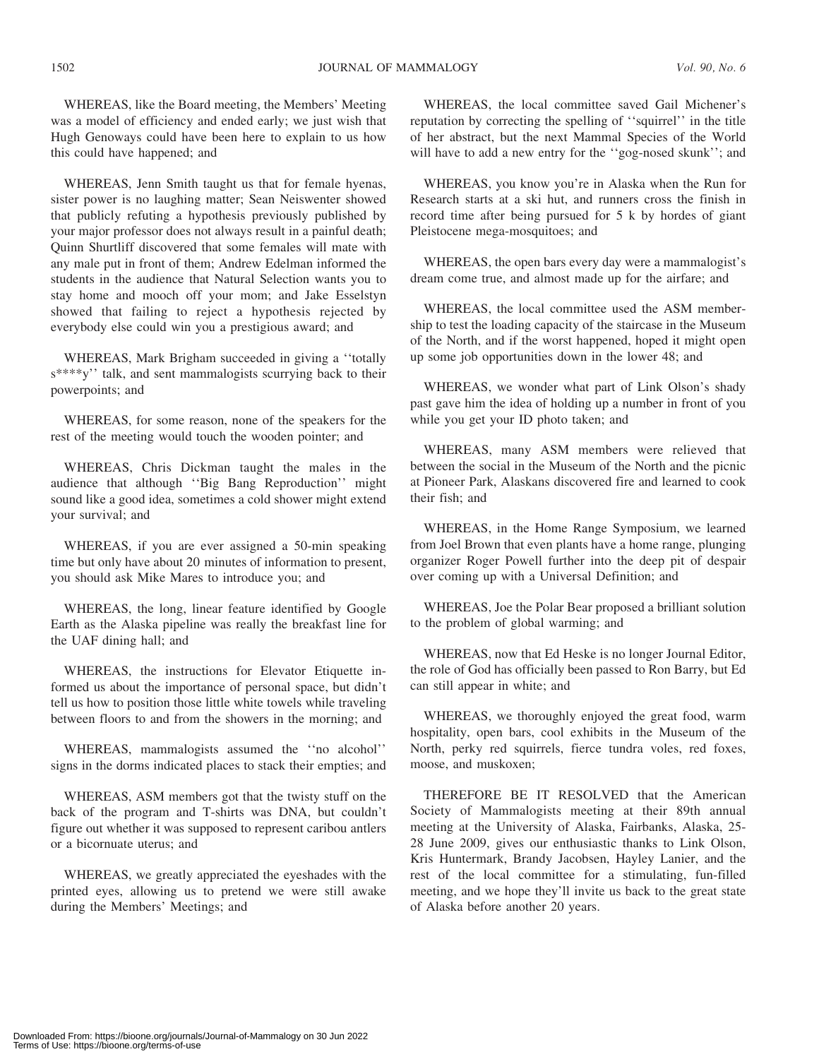WHEREAS, like the Board meeting, the Members' Meeting was a model of efficiency and ended early; we just wish that Hugh Genoways could have been here to explain to us how this could have happened; and

WHEREAS, Jenn Smith taught us that for female hyenas, sister power is no laughing matter; Sean Neiswenter showed that publicly refuting a hypothesis previously published by your major professor does not always result in a painful death; Quinn Shurtliff discovered that some females will mate with any male put in front of them; Andrew Edelman informed the students in the audience that Natural Selection wants you to stay home and mooch off your mom; and Jake Esselstyn showed that failing to reject a hypothesis rejected by everybody else could win you a prestigious award; and

WHEREAS, Mark Brigham succeeded in giving a ''totally s****y'' talk, and sent mammalogists scurrying back to their powerpoints; and

WHEREAS, for some reason, none of the speakers for the rest of the meeting would touch the wooden pointer; and

WHEREAS, Chris Dickman taught the males in the audience that although ''Big Bang Reproduction'' might sound like a good idea, sometimes a cold shower might extend your survival; and

WHEREAS, if you are ever assigned a 50-min speaking time but only have about 20 minutes of information to present, you should ask Mike Mares to introduce you; and

WHEREAS, the long, linear feature identified by Google Earth as the Alaska pipeline was really the breakfast line for the UAF dining hall; and

WHEREAS, the instructions for Elevator Etiquette informed us about the importance of personal space, but didn't tell us how to position those little white towels while traveling between floors to and from the showers in the morning; and

WHEREAS, mammalogists assumed the ''no alcohol'' signs in the dorms indicated places to stack their empties; and

WHEREAS, ASM members got that the twisty stuff on the back of the program and T-shirts was DNA, but couldn't figure out whether it was supposed to represent caribou antlers or a bicornuate uterus; and

WHEREAS, we greatly appreciated the eyeshades with the printed eyes, allowing us to pretend we were still awake during the Members' Meetings; and

WHEREAS, the local committee saved Gail Michener's reputation by correcting the spelling of ''squirrel'' in the title of her abstract, but the next Mammal Species of the World will have to add a new entry for the ''gog-nosed skunk''; and

WHEREAS, you know you're in Alaska when the Run for Research starts at a ski hut, and runners cross the finish in record time after being pursued for 5 k by hordes of giant Pleistocene mega-mosquitoes; and

WHEREAS, the open bars every day were a mammalogist's dream come true, and almost made up for the airfare; and

WHEREAS, the local committee used the ASM membership to test the loading capacity of the staircase in the Museum of the North, and if the worst happened, hoped it might open up some job opportunities down in the lower 48; and

WHEREAS, we wonder what part of Link Olson's shady past gave him the idea of holding up a number in front of you while you get your ID photo taken; and

WHEREAS, many ASM members were relieved that between the social in the Museum of the North and the picnic at Pioneer Park, Alaskans discovered fire and learned to cook their fish; and

WHEREAS, in the Home Range Symposium, we learned from Joel Brown that even plants have a home range, plunging organizer Roger Powell further into the deep pit of despair over coming up with a Universal Definition; and

WHEREAS, Joe the Polar Bear proposed a brilliant solution to the problem of global warming; and

WHEREAS, now that Ed Heske is no longer Journal Editor, the role of God has officially been passed to Ron Barry, but Ed can still appear in white; and

WHEREAS, we thoroughly enjoyed the great food, warm hospitality, open bars, cool exhibits in the Museum of the North, perky red squirrels, fierce tundra voles, red foxes, moose, and muskoxen;

THEREFORE BE IT RESOLVED that the American Society of Mammalogists meeting at their 89th annual meeting at the University of Alaska, Fairbanks, Alaska, 25-28 June 2009, gives our enthusiastic thanks to Link Olson, Kris Huntermark, Brandy Jacobsen, Hayley Lanier, and the rest of the local committee for a stimulating, fun-filled meeting, and we hope they'll invite us back to the great state of Alaska before another 20 years.